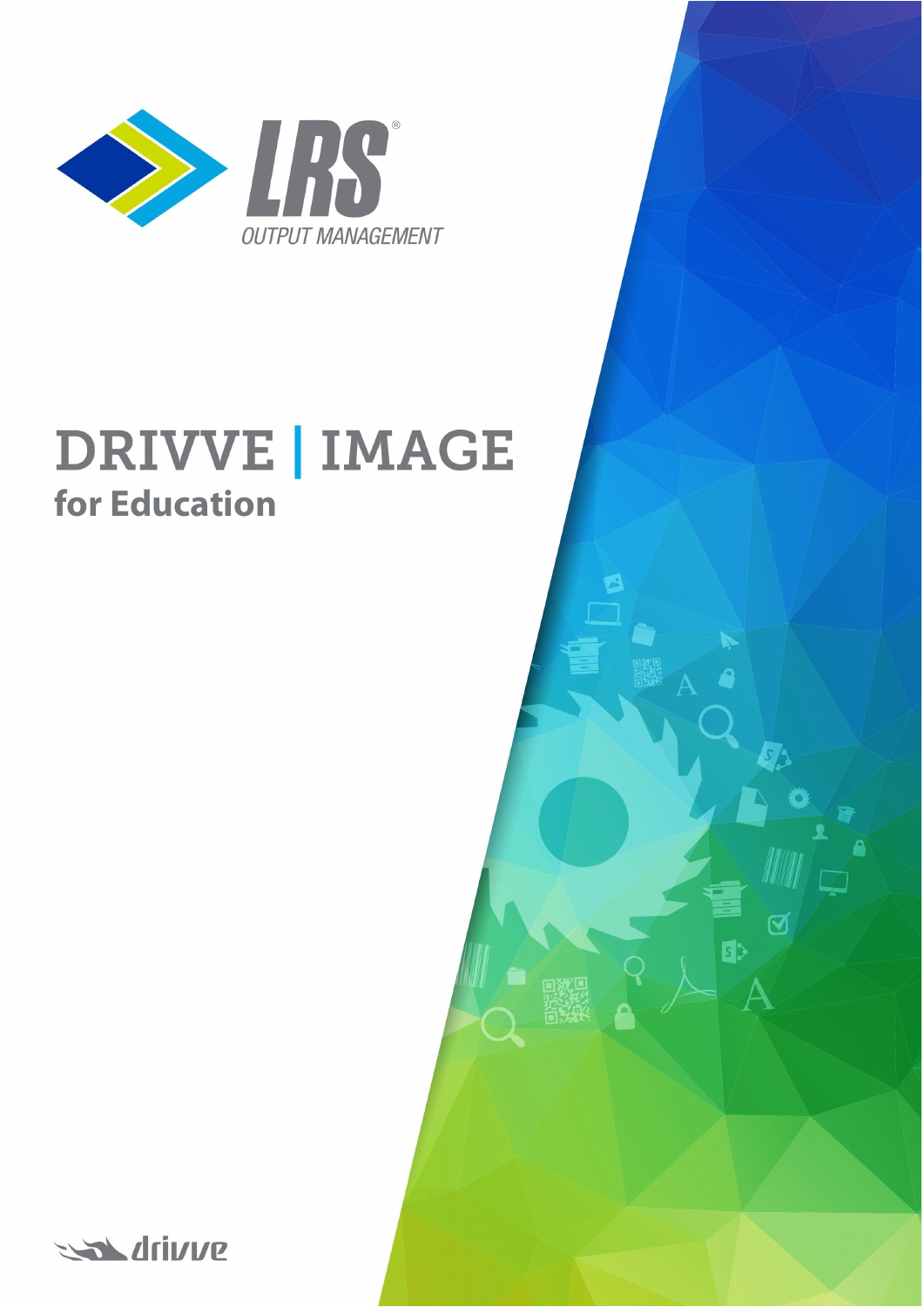LRS®

OUTPUT MANAGEMENT

# DRIVVE | IMAGE

## for Education

drivve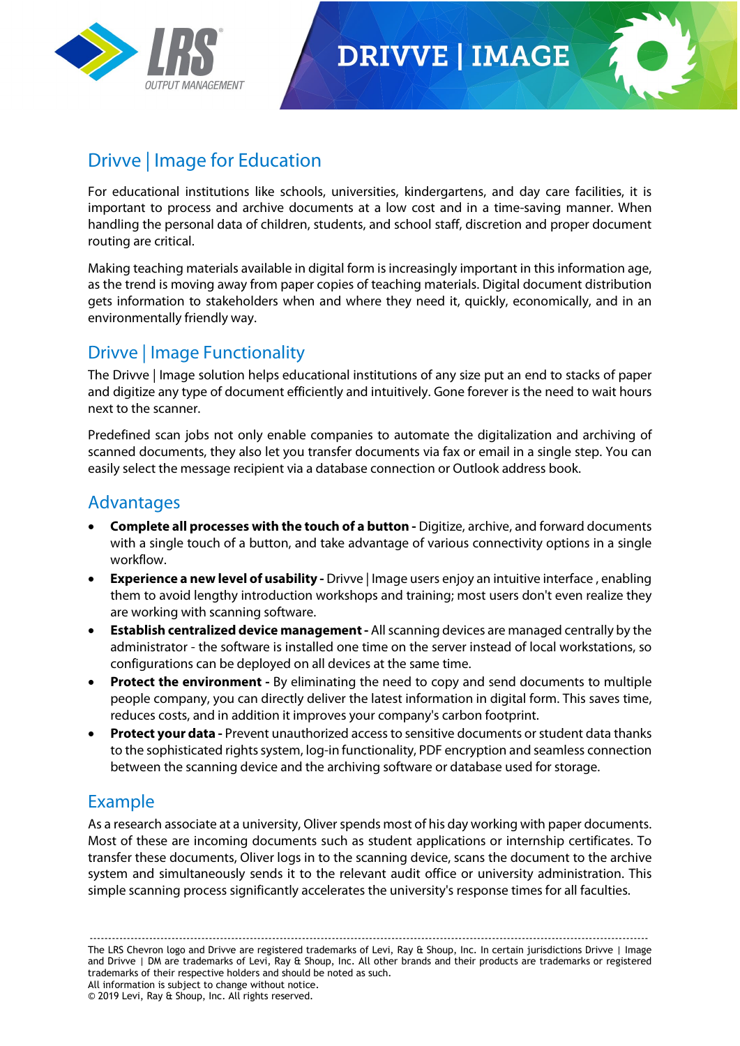# DRIVVE | IMAGE

## Drivve | Image for Education

For educational institutions like schools, universities, kindergartens, and day care facilities, it is important to process and archive documents at a low cost and in a time-saving manner. When handling the personal data of children, students, and school staff, discretion and proper document routing are critical.

Making teaching materials available in digital form is increasingly important in this information age, as the trend is moving away from paper copies of teaching materials. Digital document distribution gets information to stakeholders when and where they need it, quickly, economically, and in an environmentally friendly way.

## Drivve | Image Functionality

The Drivve | Image solution helps educational institutions of any size put an end to stacks of paper and digitize any type of document efficiently and intuitively. Gone forever is the need to wait hours next to the scanner.

Predefined scan jobs not only enable companies to automate the digitalization and archiving of scanned documents, they also let you transfer documents via fax or email in a single step. You can easily select the message recipient via a database connection or Outlook address book.

## Advantages

- **Complete all processes with the touch of a button -** Digitize, archive, and forward documents with a single touch of a button, and take advantage of various connectivity options in a single workflow.
- **Experience a new level of usability -** Drivve | Image users enjoy an intuitive interface , enabling them to avoid lengthy introduction workshops and training; most users don't even realize they are working with scanning software.
- **Establish centralized device management -** All scanning devices are managed centrally by the administrator - the software is installed one time on the server instead of local workstations, so configurations can be deployed on all devices at the same time.
- **Protect the environment -** By eliminating the need to copy and send documents to multiple people company, you can directly deliver the latest information in digital form. This saves time, reduces costs, and in addition it improves your company's carbon footprint.
- **Protect your data -** Prevent unauthorized access to sensitive documents or student data thanks to the sophisticated rights system, log-in functionality, PDF encryption and seamless connection between the scanning device and the archiving software or database used for storage.

## Example

As a research associate at a university, Oliver spends most of his day working with paper documents. Most of these are incoming documents such as student applications or internship certificates. To transfer these documents, Oliver logs in to the scanning device, scans the document to the archive system and simultaneously sends it to the relevant audit office or university administration. This simple scanning process significantly accelerates the university's response times for all faculties.

---

The LRS Chevron logo and Drivve are registered trademarks of Levi, Ray & Shoup, Inc. In certain jurisdictions Drivve | Image and Drivve | DM are trademarks of Levi, Ray & Shoup, Inc. All other brands and their products are trademarks or registered trademarks of their respective holders and should be noted as such.
All information is subject to change without notice.
© 2019 Levi, Ray & Shoup, Inc. All rights reserved.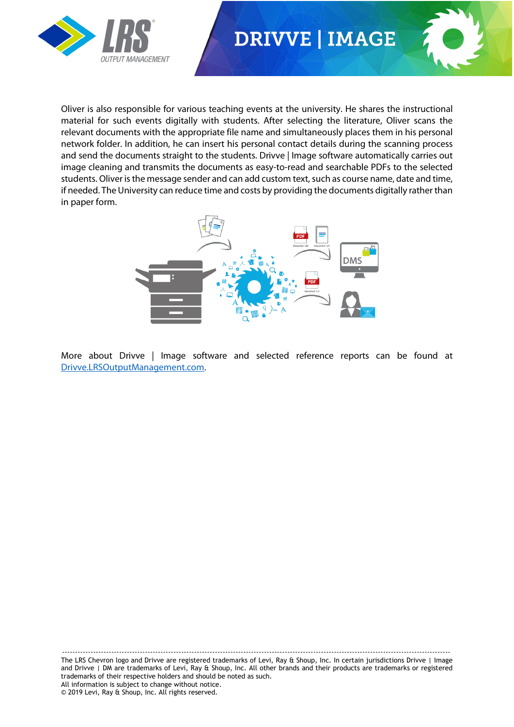Oliver is also responsible for various teaching events at the university. He shares the instructional material for such events digitally with students. After selecting the literature, Oliver scans the relevant documents with the appropriate file name and simultaneously places them in his personal network folder. In addition, he can insert his personal contact details during the scanning process and send the documents straight to the students. Drivve | Image software automatically carries out image cleaning and transmits the documents as easy-to-read and searchable PDFs to the selected students. Oliver is the message sender and can add custom text, such as course name, date and time, if needed. The University can reduce time and costs by providing the documents digitally rather than in paper form.

More about Drivve | Image software and selected reference reports can be found at [Drivve.LRSOutputManagement.com](Drivve.LRSOutputManagement.com).

---

The LRS Chevron logo and Drivve are registered trademarks of Levi, Ray & Shoup, Inc. In certain jurisdictions Drivve | Image and Drivve | DM are trademarks of Levi, Ray & Shoup, Inc. All other brands and their products are trademarks or registered trademarks of their respective holders and should be noted as such.
All information is subject to change without notice.
© 2019 Levi, Ray & Shoup, Inc. All rights reserved.